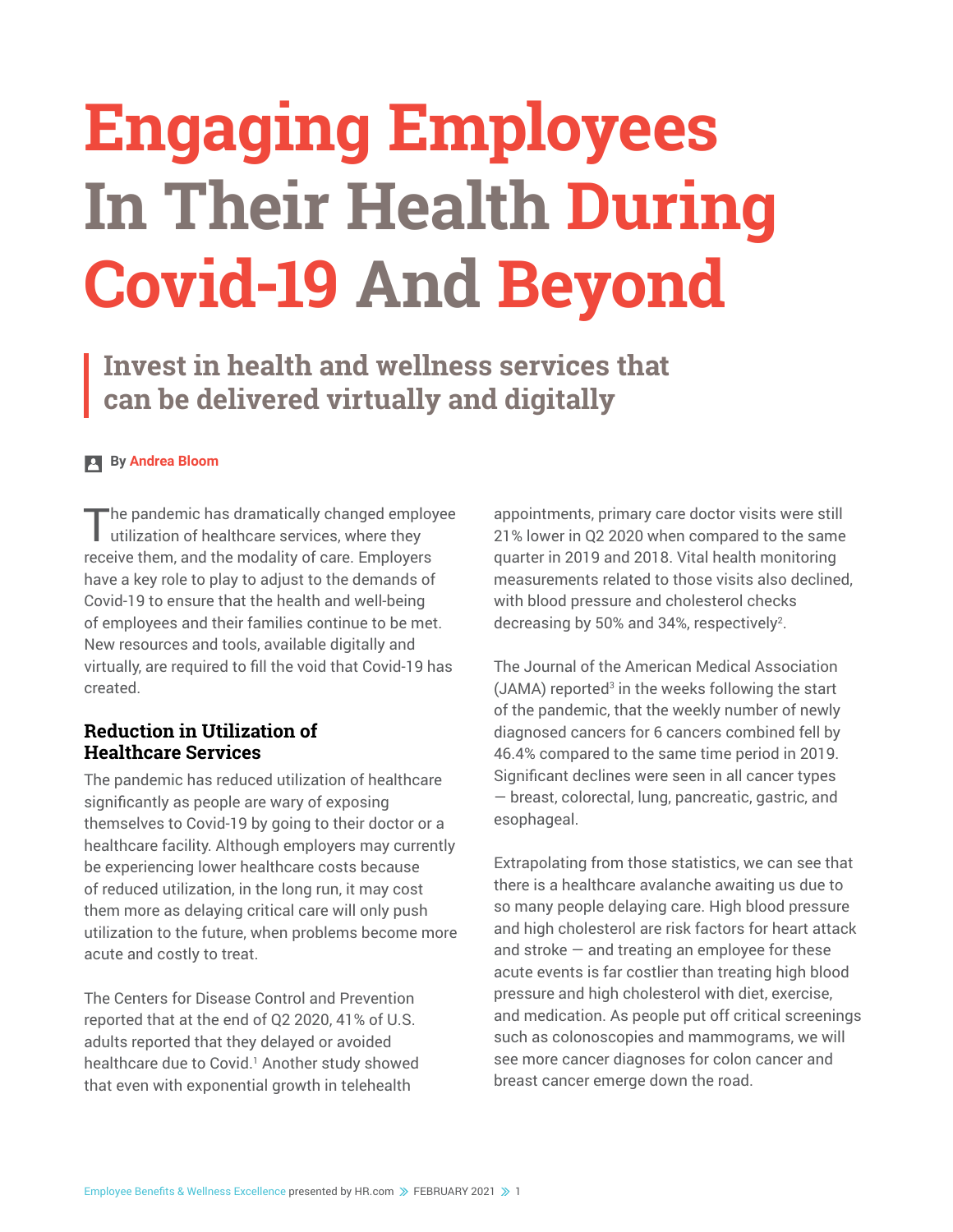# Engaging Employees In Their Health During Covid-19 And Beyond

## Invest in health and wellness services that can be delivered virtually and digitally

By Andrea Bloom

The pandemic has dramatically changed employee utilization of healthcare services, where they receive them, and the modality of care. Employers have a key role to play to adjust to the demands of Covid-19 to ensure that the health and well-being of employees and their families continue to be met. New resources and tools, available digitally and virtually, are required to fill the void that Covid-19 has created.

### Reduction in Utilization of Healthcare Services

The pandemic has reduced utilization of healthcare significantly as people are wary of exposing themselves to Covid-19 by going to their doctor or a healthcare facility. Although employers may currently be experiencing lower healthcare costs because of reduced utilization, in the long run, it may cost them more as delaying critical care will only push utilization to the future, when problems become more acute and costly to treat.

The Centers for Disease Control and Prevention reported that at the end of Q2 2020, 41% of U.S. adults reported that they delayed or avoided healthcare due to Covid.[1] Another study showed that even with exponential growth in telehealth appointments, primary care doctor visits were still 21% lower in Q2 2020 when compared to the same quarter in 2019 and 2018. Vital health monitoring measurements related to those visits also declined, with blood pressure and cholesterol checks decreasing by 50% and 34%, respectively[2].

The Journal of the American Medical Association (JAMA) reported[3] in the weeks following the start of the pandemic, that the weekly number of newly diagnosed cancers for 6 cancers combined fell by 46.4% compared to the same time period in 2019. Significant declines were seen in all cancer types — breast, colorectal, lung, pancreatic, gastric, and esophageal.

Extrapolating from those statistics, we can see that there is a healthcare avalanche awaiting us due to so many people delaying care. High blood pressure and high cholesterol are risk factors for heart attack and stroke — and treating an employee for these acute events is far costlier than treating high blood pressure and high cholesterol with diet, exercise, and medication. As people put off critical screenings such as colonoscopies and mammograms, we will see more cancer diagnoses for colon cancer and breast cancer emerge down the road.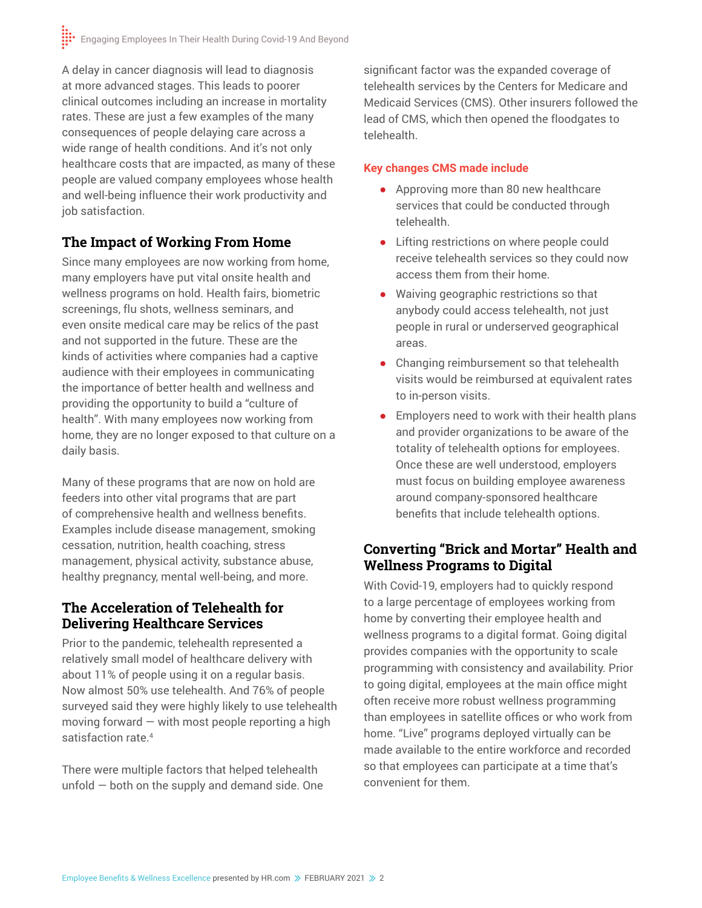A delay in cancer diagnosis will lead to diagnosis at more advanced stages. This leads to poorer clinical outcomes including an increase in mortality rates. These are just a few examples of the many consequences of people delaying care across a wide range of health conditions. And it's not only healthcare costs that are impacted, as many of these people are valued company employees whose health and well-being influence their work productivity and job satisfaction.

## The Impact of Working From Home

Since many employees are now working from home, many employers have put vital onsite health and wellness programs on hold. Health fairs, biometric screenings, flu shots, wellness seminars, and even onsite medical care may be relics of the past and not supported in the future. These are the kinds of activities where companies had a captive audience with their employees in communicating the importance of better health and wellness and providing the opportunity to build a "culture of health". With many employees now working from home, they are no longer exposed to that culture on a daily basis.

Many of these programs that are now on hold are feeders into other vital programs that are part of comprehensive health and wellness benefits. Examples include disease management, smoking cessation, nutrition, health coaching, stress management, physical activity, substance abuse, healthy pregnancy, mental well-being, and more.

## The Acceleration of Telehealth for Delivering Healthcare Services

Prior to the pandemic, telehealth represented a relatively small model of healthcare delivery with about 11% of people using it on a regular basis. Now almost 50% use telehealth. And 76% of people surveyed said they were highly likely to use telehealth moving forward — with most people reporting a high satisfaction rate.[4]

There were multiple factors that helped telehealth unfold — both on the supply and demand side. One significant factor was the expanded coverage of telehealth services by the Centers for Medicare and Medicaid Services (CMS). Other insurers followed the lead of CMS, which then opened the floodgates to telehealth.

**Key changes CMS made include**

- Approving more than 80 new healthcare services that could be conducted through telehealth.
- Lifting restrictions on where people could receive telehealth services so they could now access them from their home.
- Waiving geographic restrictions so that anybody could access telehealth, not just people in rural or underserved geographical areas.
- Changing reimbursement so that telehealth visits would be reimbursed at equivalent rates to in-person visits.
- Employers need to work with their health plans and provider organizations to be aware of the totality of telehealth options for employees. Once these are well understood, employers must focus on building employee awareness around company-sponsored healthcare benefits that include telehealth options.

## Converting "Brick and Mortar" Health and Wellness Programs to Digital

With Covid-19, employers had to quickly respond to a large percentage of employees working from home by converting their employee health and wellness programs to a digital format. Going digital provides companies with the opportunity to scale programming with consistency and availability. Prior to going digital, employees at the main office might often receive more robust wellness programming than employees in satellite offices or who work from home. "Live" programs deployed virtually can be made available to the entire workforce and recorded so that employees can participate at a time that's convenient for them.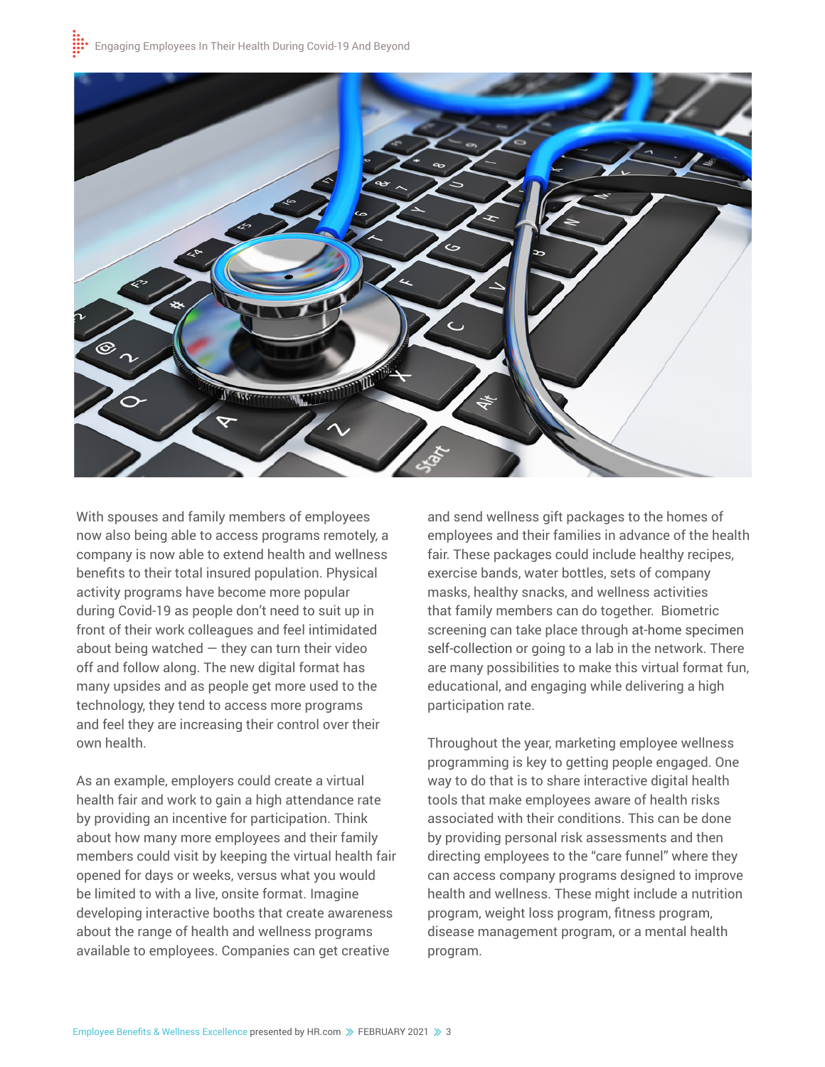With spouses and family members of employees now also being able to access programs remotely, a company is now able to extend health and wellness benefits to their total insured population. Physical activity programs have become more popular during Covid-19 as people don't need to suit up in front of their work colleagues and feel intimidated about being watched — they can turn their video off and follow along. The new digital format has many upsides and as people get more used to the technology, they tend to access more programs and feel they are increasing their control over their own health.

As an example, employers could create a virtual health fair and work to gain a high attendance rate by providing an incentive for participation. Think about how many more employees and their family members could visit by keeping the virtual health fair opened for days or weeks, versus what you would be limited to with a live, onsite format. Imagine developing interactive booths that create awareness about the range of health and wellness programs available to employees. Companies can get creative and send wellness gift packages to the homes of employees and their families in advance of the health fair. These packages could include healthy recipes, exercise bands, water bottles, sets of company masks, healthy snacks, and wellness activities that family members can do together. Biometric screening can take place through at-home specimen self-collection or going to a lab in the network. There are many possibilities to make this virtual format fun, educational, and engaging while delivering a high participation rate.

Throughout the year, marketing employee wellness programming is key to getting people engaged. One way to do that is to share interactive digital health tools that make employees aware of health risks associated with their conditions. This can be done by providing personal risk assessments and then directing employees to the "care funnel" where they can access company programs designed to improve health and wellness. These might include a nutrition program, weight loss program, fitness program, disease management program, or a mental health program.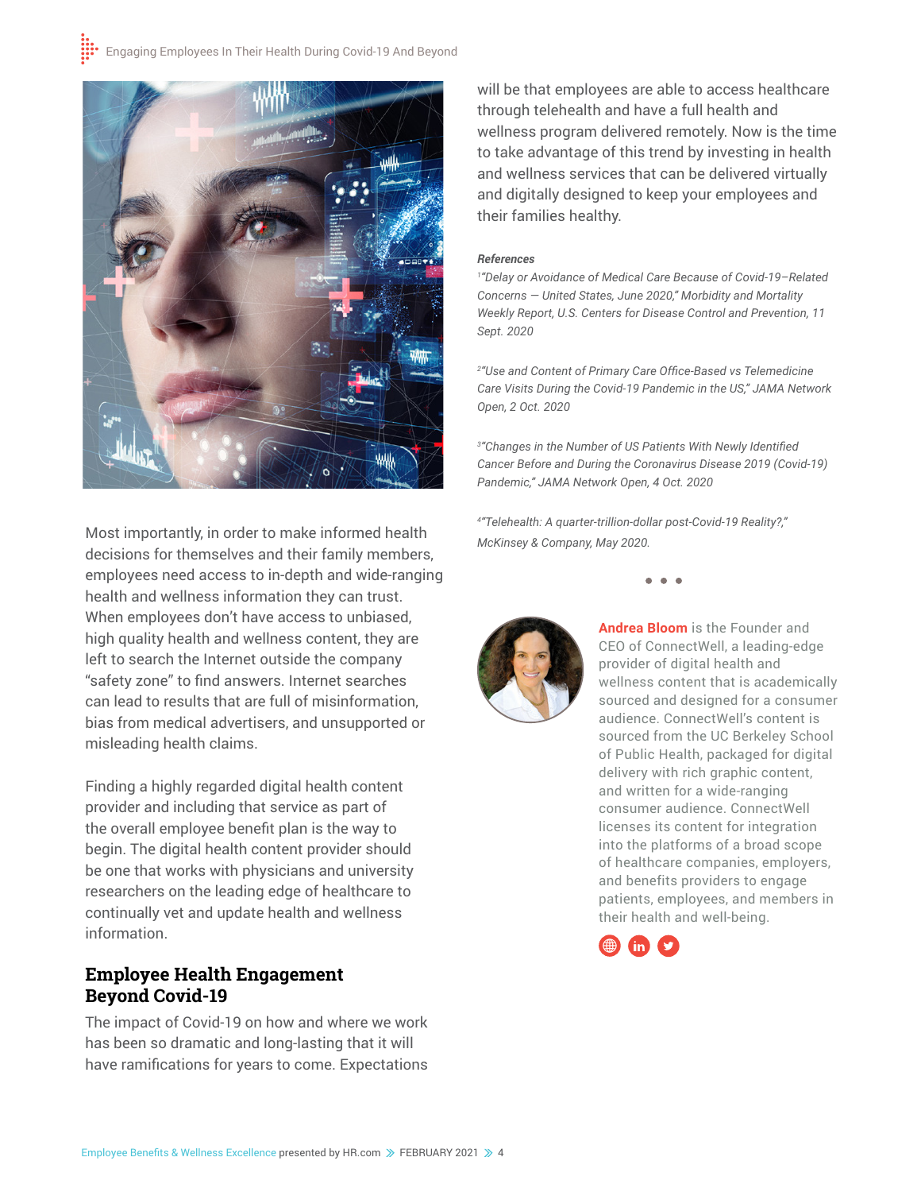Most importantly, in order to make informed health decisions for themselves and their family members, employees need access to in-depth and wide-ranging health and wellness information they can trust. When employees don't have access to unbiased, high quality health and wellness content, they are left to search the Internet outside the company "safety zone" to find answers. Internet searches can lead to results that are full of misinformation, bias from medical advertisers, and unsupported or misleading health claims.

Finding a highly regarded digital health content provider and including that service as part of the overall employee benefit plan is the way to begin. The digital health content provider should be one that works with physicians and university researchers on the leading edge of healthcare to continually vet and update health and wellness information.

## Employee Health Engagement Beyond Covid-19

The impact of Covid-19 on how and where we work has been so dramatic and long-lasting that it will have ramifications for years to come. Expectations will be that employees are able to access healthcare through telehealth and have a full health and wellness program delivered remotely. Now is the time to take advantage of this trend by investing in health and wellness services that can be delivered virtually and digitally designed to keep your employees and their families healthy.

***References***

*[1]"Delay or Avoidance of Medical Care Because of Covid-19–Related Concerns — United States, June 2020," Morbidity and Mortality Weekly Report, U.S. Centers for Disease Control and Prevention, 11 Sept. 2020*

*[2]"Use and Content of Primary Care Office-Based vs Telemedicine Care Visits During the Covid-19 Pandemic in the US," JAMA Network Open, 2 Oct. 2020*

*[3]"Changes in the Number of US Patients With Newly Identified Cancer Before and During the Coronavirus Disease 2019 (Covid-19) Pandemic," JAMA Network Open, 4 Oct. 2020*

*[4]"Telehealth: A quarter-trillion-dollar post-Covid-19 Reality?," McKinsey & Company, May 2020.*

• • •

**Andrea Bloom** is the Founder and CEO of ConnectWell, a leading-edge provider of digital health and wellness content that is academically sourced and designed for a consumer audience. ConnectWell's content is sourced from the UC Berkeley School of Public Health, packaged for digital delivery with rich graphic content, and written for a wide-ranging consumer audience. ConnectWell licenses its content for integration into the platforms of a broad scope of healthcare companies, employers, and benefits providers to engage patients, employees, and members in their health and well-being.